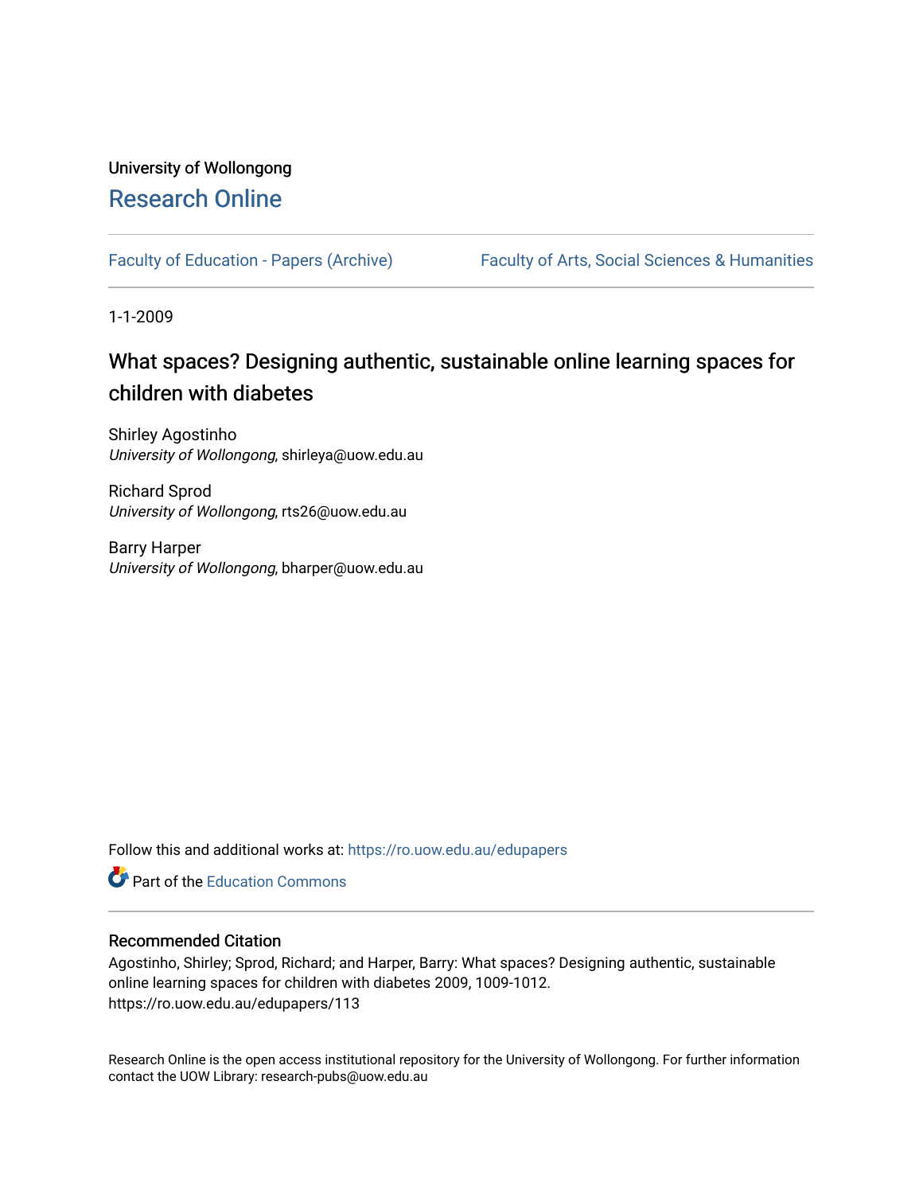University of Wollongong

# Research Online

Faculty of Education - Papers (Archive) | Faculty of Arts, Social Sciences & Humanities

1-1-2009

## What spaces? Designing authentic, sustainable online learning spaces for children with diabetes

Shirley Agostinho
*University of Wollongong*, shirleya@uow.edu.au

Richard Sprod
*University of Wollongong*, rts26@uow.edu.au

Barry Harper
*University of Wollongong*, bharper@uow.edu.au

Follow this and additional works at: https://ro.uow.edu.au/edupapers

Part of the Education Commons

### Recommended Citation

Agostinho, Shirley; Sprod, Richard; and Harper, Barry: What spaces? Designing authentic, sustainable online learning spaces for children with diabetes 2009, 1009-1012.
https://ro.uow.edu.au/edupapers/113

Research Online is the open access institutional repository for the University of Wollongong. For further information contact the UOW Library: research-pubs@uow.edu.au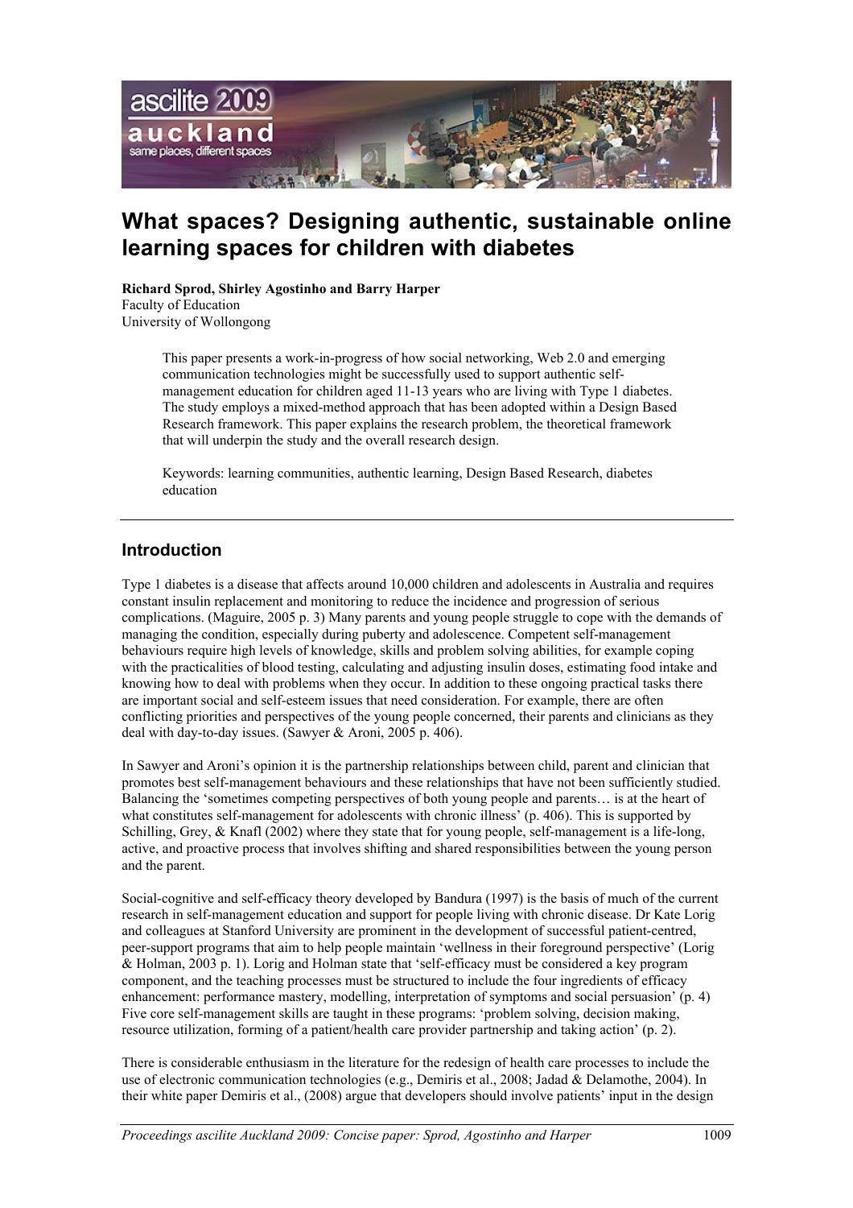# What spaces? Designing authentic, sustainable online learning spaces for children with diabetes

**Richard Sprod, Shirley Agostinho and Barry Harper**
Faculty of Education
University of Wollongong

> This paper presents a work-in-progress of how social networking, Web 2.0 and emerging communication technologies might be successfully used to support authentic self-management education for children aged 11-13 years who are living with Type 1 diabetes. The study employs a mixed-method approach that has been adopted within a Design Based Research framework. This paper explains the research problem, the theoretical framework that will underpin the study and the overall research design.
>
> Keywords: learning communities, authentic learning, Design Based Research, diabetes education

## Introduction

Type 1 diabetes is a disease that affects around 10,000 children and adolescents in Australia and requires constant insulin replacement and monitoring to reduce the incidence and progression of serious complications. (Maguire, 2005 p. 3) Many parents and young people struggle to cope with the demands of managing the condition, especially during puberty and adolescence. Competent self-management behaviours require high levels of knowledge, skills and problem solving abilities, for example coping with the practicalities of blood testing, calculating and adjusting insulin doses, estimating food intake and knowing how to deal with problems when they occur. In addition to these ongoing practical tasks there are important social and self-esteem issues that need consideration. For example, there are often conflicting priorities and perspectives of the young people concerned, their parents and clinicians as they deal with day-to-day issues. (Sawyer & Aroni, 2005 p. 406).

In Sawyer and Aroni's opinion it is the partnership relationships between child, parent and clinician that promotes best self-management behaviours and these relationships that have not been sufficiently studied. Balancing the 'sometimes competing perspectives of both young people and parents… is at the heart of what constitutes self-management for adolescents with chronic illness' (p. 406). This is supported by Schilling, Grey, & Knafl (2002) where they state that for young people, self-management is a life-long, active, and proactive process that involves shifting and shared responsibilities between the young person and the parent.

Social-cognitive and self-efficacy theory developed by Bandura (1997) is the basis of much of the current research in self-management education and support for people living with chronic disease. Dr Kate Lorig and colleagues at Stanford University are prominent in the development of successful patient-centred, peer-support programs that aim to help people maintain 'wellness in their foreground perspective' (Lorig & Holman, 2003 p. 1). Lorig and Holman state that 'self-efficacy must be considered a key program component, and the teaching processes must be structured to include the four ingredients of efficacy enhancement: performance mastery, modelling, interpretation of symptoms and social persuasion' (p. 4) Five core self-management skills are taught in these programs: 'problem solving, decision making, resource utilization, forming of a patient/health care provider partnership and taking action' (p. 2).

There is considerable enthusiasm in the literature for the redesign of health care processes to include the use of electronic communication technologies (e.g., Demiris et al., 2008; Jadad & Delamothe, 2004). In their white paper Demiris et al., (2008) argue that developers should involve patients' input in the design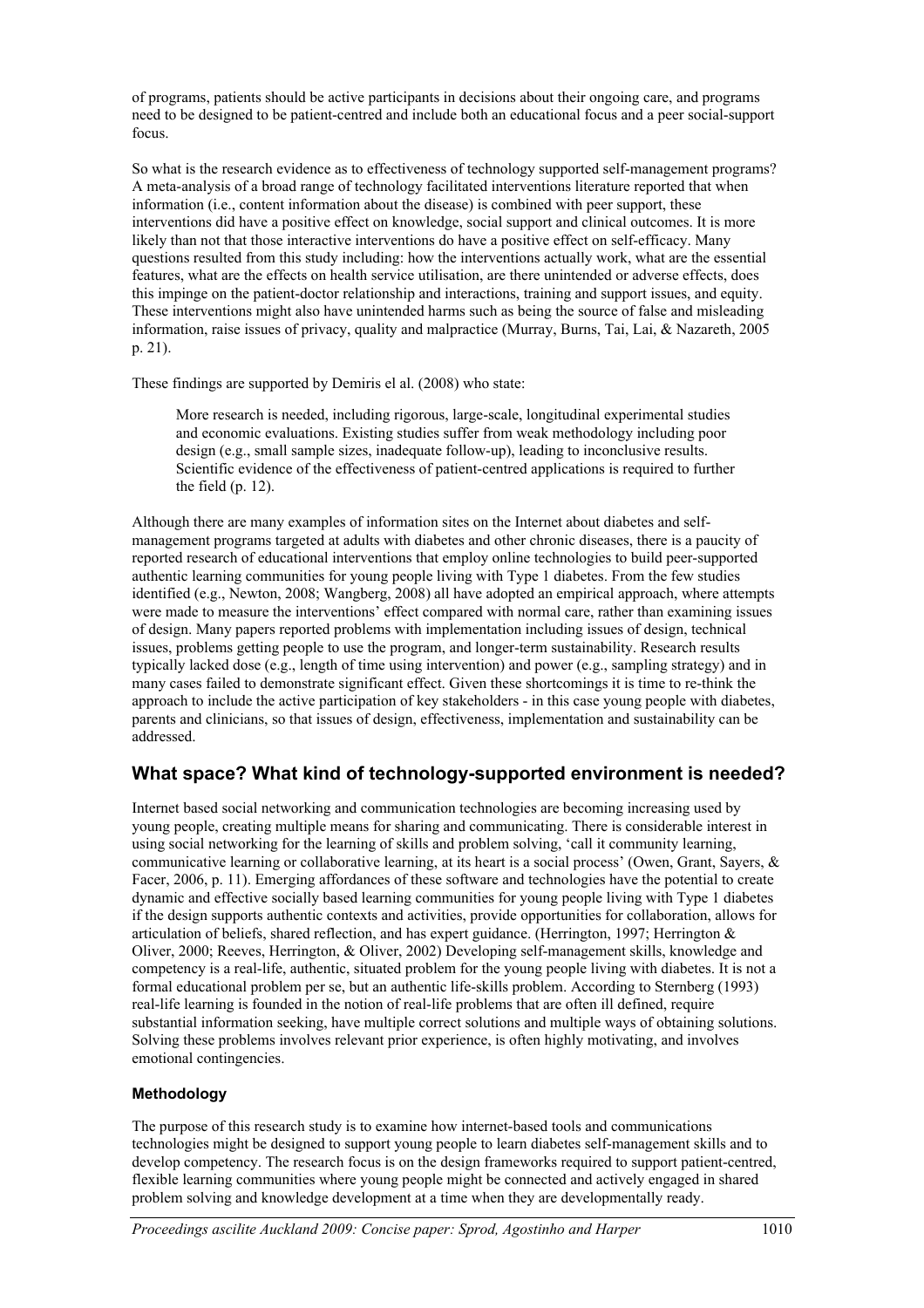of programs, patients should be active participants in decisions about their ongoing care, and programs need to be designed to be patient-centred and include both an educational focus and a peer social-support focus.

So what is the research evidence as to effectiveness of technology supported self-management programs? A meta-analysis of a broad range of technology facilitated interventions literature reported that when information (i.e., content information about the disease) is combined with peer support, these interventions did have a positive effect on knowledge, social support and clinical outcomes. It is more likely than not that those interactive interventions do have a positive effect on self-efficacy. Many questions resulted from this study including: how the interventions actually work, what are the essential features, what are the effects on health service utilisation, are there unintended or adverse effects, does this impinge on the patient-doctor relationship and interactions, training and support issues, and equity. These interventions might also have unintended harms such as being the source of false and misleading information, raise issues of privacy, quality and malpractice (Murray, Burns, Tai, Lai, & Nazareth, 2005 p. 21).

These findings are supported by Demiris el al. (2008) who state:

> More research is needed, including rigorous, large-scale, longitudinal experimental studies and economic evaluations. Existing studies suffer from weak methodology including poor design (e.g., small sample sizes, inadequate follow-up), leading to inconclusive results. Scientific evidence of the effectiveness of patient-centred applications is required to further the field (p. 12).

Although there are many examples of information sites on the Internet about diabetes and self-management programs targeted at adults with diabetes and other chronic diseases, there is a paucity of reported research of educational interventions that employ online technologies to build peer-supported authentic learning communities for young people living with Type 1 diabetes. From the few studies identified (e.g., Newton, 2008; Wangberg, 2008) all have adopted an empirical approach, where attempts were made to measure the interventions' effect compared with normal care, rather than examining issues of design. Many papers reported problems with implementation including issues of design, technical issues, problems getting people to use the program, and longer-term sustainability. Research results typically lacked dose (e.g., length of time using intervention) and power (e.g., sampling strategy) and in many cases failed to demonstrate significant effect. Given these shortcomings it is time to re-think the approach to include the active participation of key stakeholders - in this case young people with diabetes, parents and clinicians, so that issues of design, effectiveness, implementation and sustainability can be addressed.

## What space? What kind of technology-supported environment is needed?

Internet based social networking and communication technologies are becoming increasing used by young people, creating multiple means for sharing and communicating. There is considerable interest in using social networking for the learning of skills and problem solving, 'call it community learning, communicative learning or collaborative learning, at its heart is a social process' (Owen, Grant, Sayers, & Facer, 2006, p. 11). Emerging affordances of these software and technologies have the potential to create dynamic and effective socially based learning communities for young people living with Type 1 diabetes if the design supports authentic contexts and activities, provide opportunities for collaboration, allows for articulation of beliefs, shared reflection, and has expert guidance. (Herrington, 1997; Herrington & Oliver, 2000; Reeves, Herrington, & Oliver, 2002) Developing self-management skills, knowledge and competency is a real-life, authentic, situated problem for the young people living with diabetes. It is not a formal educational problem per se, but an authentic life-skills problem. According to Sternberg (1993) real-life learning is founded in the notion of real-life problems that are often ill defined, require substantial information seeking, have multiple correct solutions and multiple ways of obtaining solutions. Solving these problems involves relevant prior experience, is often highly motivating, and involves emotional contingencies.

### Methodology

The purpose of this research study is to examine how internet-based tools and communications technologies might be designed to support young people to learn diabetes self-management skills and to develop competency. The research focus is on the design frameworks required to support patient-centred, flexible learning communities where young people might be connected and actively engaged in shared problem solving and knowledge development at a time when they are developmentally ready.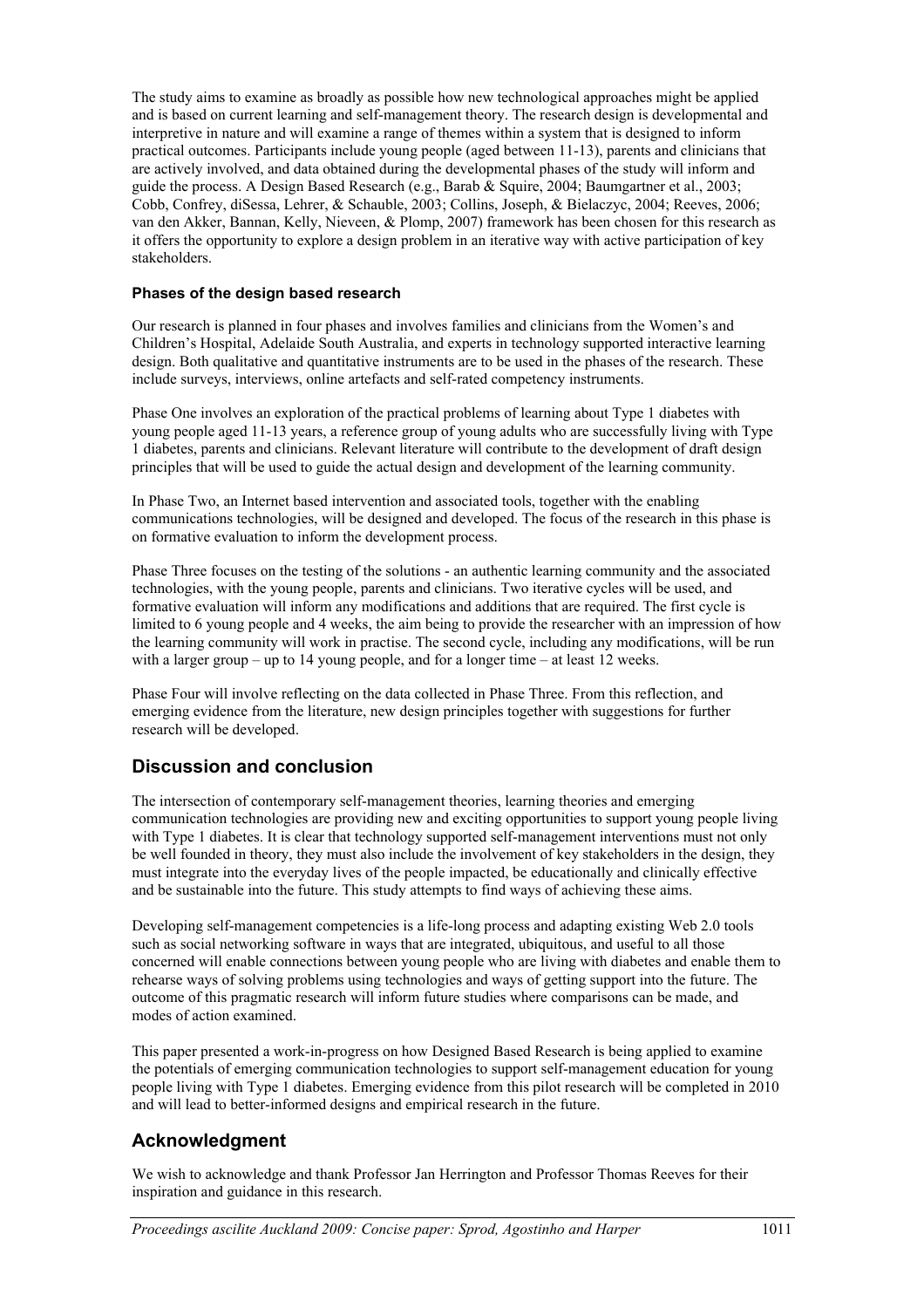The study aims to examine as broadly as possible how new technological approaches might be applied and is based on current learning and self-management theory. The research design is developmental and interpretive in nature and will examine a range of themes within a system that is designed to inform practical outcomes. Participants include young people (aged between 11-13), parents and clinicians that are actively involved, and data obtained during the developmental phases of the study will inform and guide the process. A Design Based Research (e.g., Barab & Squire, 2004; Baumgartner et al., 2003; Cobb, Confrey, diSessa, Lehrer, & Schauble, 2003; Collins, Joseph, & Bielaczyc, 2004; Reeves, 2006; van den Akker, Bannan, Kelly, Nieveen, & Plomp, 2007) framework has been chosen for this research as it offers the opportunity to explore a design problem in an iterative way with active participation of key stakeholders.

#### Phases of the design based research

Our research is planned in four phases and involves families and clinicians from the Women's and Children's Hospital, Adelaide South Australia, and experts in technology supported interactive learning design. Both qualitative and quantitative instruments are to be used in the phases of the research. These include surveys, interviews, online artefacts and self-rated competency instruments.

Phase One involves an exploration of the practical problems of learning about Type 1 diabetes with young people aged 11-13 years, a reference group of young adults who are successfully living with Type 1 diabetes, parents and clinicians. Relevant literature will contribute to the development of draft design principles that will be used to guide the actual design and development of the learning community.

In Phase Two, an Internet based intervention and associated tools, together with the enabling communications technologies, will be designed and developed. The focus of the research in this phase is on formative evaluation to inform the development process.

Phase Three focuses on the testing of the solutions - an authentic learning community and the associated technologies, with the young people, parents and clinicians. Two iterative cycles will be used, and formative evaluation will inform any modifications and additions that are required. The first cycle is limited to 6 young people and 4 weeks, the aim being to provide the researcher with an impression of how the learning community will work in practise. The second cycle, including any modifications, will be run with a larger group – up to 14 young people, and for a longer time – at least 12 weeks.

Phase Four will involve reflecting on the data collected in Phase Three. From this reflection, and emerging evidence from the literature, new design principles together with suggestions for further research will be developed.

## Discussion and conclusion

The intersection of contemporary self-management theories, learning theories and emerging communication technologies are providing new and exciting opportunities to support young people living with Type 1 diabetes. It is clear that technology supported self-management interventions must not only be well founded in theory, they must also include the involvement of key stakeholders in the design, they must integrate into the everyday lives of the people impacted, be educationally and clinically effective and be sustainable into the future. This study attempts to find ways of achieving these aims.

Developing self-management competencies is a life-long process and adapting existing Web 2.0 tools such as social networking software in ways that are integrated, ubiquitous, and useful to all those concerned will enable connections between young people who are living with diabetes and enable them to rehearse ways of solving problems using technologies and ways of getting support into the future. The outcome of this pragmatic research will inform future studies where comparisons can be made, and modes of action examined.

This paper presented a work-in-progress on how Designed Based Research is being applied to examine the potentials of emerging communication technologies to support self-management education for young people living with Type 1 diabetes. Emerging evidence from this pilot research will be completed in 2010 and will lead to better-informed designs and empirical research in the future.

## Acknowledgment

We wish to acknowledge and thank Professor Jan Herrington and Professor Thomas Reeves for their inspiration and guidance in this research.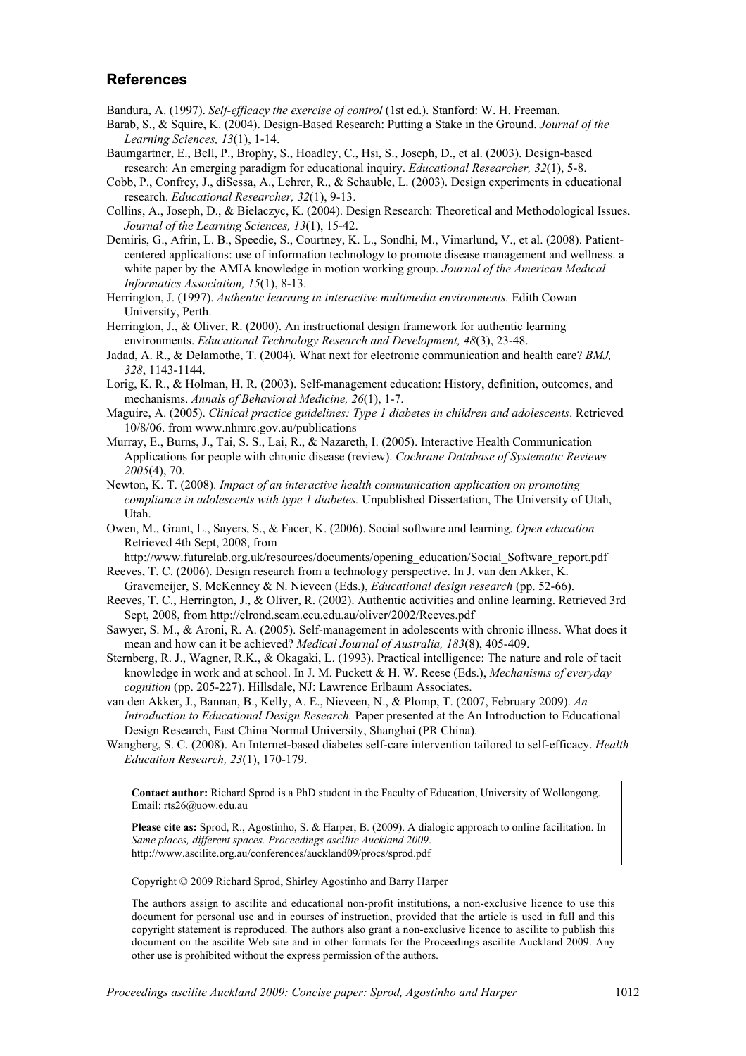## References

Bandura, A. (1997). *Self-efficacy the exercise of control* (1st ed.). Stanford: W. H. Freeman.

Barab, S., & Squire, K. (2004). Design-Based Research: Putting a Stake in the Ground. *Journal of the Learning Sciences, 13*(1), 1-14.

Baumgartner, E., Bell, P., Brophy, S., Hoadley, C., Hsi, S., Joseph, D., et al. (2003). Design-based research: An emerging paradigm for educational inquiry. *Educational Researcher, 32*(1), 5-8.

Cobb, P., Confrey, J., diSessa, A., Lehrer, R., & Schauble, L. (2003). Design experiments in educational research. *Educational Researcher, 32*(1), 9-13.

Collins, A., Joseph, D., & Bielaczyc, K. (2004). Design Research: Theoretical and Methodological Issues. *Journal of the Learning Sciences, 13*(1), 15-42.

Demiris, G., Afrin, L. B., Speedie, S., Courtney, K. L., Sondhi, M., Vimarlund, V., et al. (2008). Patient-centered applications: use of information technology to promote disease management and wellness. a white paper by the AMIA knowledge in motion working group. *Journal of the American Medical Informatics Association, 15*(1), 8-13.

Herrington, J. (1997). *Authentic learning in interactive multimedia environments.* Edith Cowan University, Perth.

Herrington, J., & Oliver, R. (2000). An instructional design framework for authentic learning environments. *Educational Technology Research and Development, 48*(3), 23-48.

Jadad, A. R., & Delamothe, T. (2004). What next for electronic communication and health care? *BMJ, 328*, 1143-1144.

Lorig, K. R., & Holman, H. R. (2003). Self-management education: History, definition, outcomes, and mechanisms. *Annals of Behavioral Medicine, 26*(1), 1-7.

Maguire, A. (2005). *Clinical practice guidelines: Type 1 diabetes in children and adolescents*. Retrieved 10/8/06. from www.nhmrc.gov.au/publications

Murray, E., Burns, J., Tai, S. S., Lai, R., & Nazareth, I. (2005). Interactive Health Communication Applications for people with chronic disease (review). *Cochrane Database of Systematic Reviews 2005*(4), 70.

Newton, K. T. (2008). *Impact of an interactive health communication application on promoting compliance in adolescents with type 1 diabetes.* Unpublished Dissertation, The University of Utah, Utah.

Owen, M., Grant, L., Sayers, S., & Facer, K. (2006). Social software and learning. *Open education* Retrieved 4th Sept, 2008, from http://www.futurelab.org.uk/resources/documents/opening_education/Social_Software_report.pdf

Reeves, T. C. (2006). Design research from a technology perspective. In J. van den Akker, K. Gravemeijer, S. McKenney & N. Nieveen (Eds.), *Educational design research* (pp. 52-66).

Reeves, T. C., Herrington, J., & Oliver, R. (2002). Authentic activities and online learning. Retrieved 3rd Sept, 2008, from http://elrond.scam.ecu.edu.au/oliver/2002/Reeves.pdf

Sawyer, S. M., & Aroni, R. A. (2005). Self-management in adolescents with chronic illness. What does it mean and how can it be achieved? *Medical Journal of Australia, 183*(8), 405-409.

Sternberg, R. J., Wagner, R.K., & Okagaki, L. (1993). Practical intelligence: The nature and role of tacit knowledge in work and at school. In J. M. Puckett & H. W. Reese (Eds.), *Mechanisms of everyday cognition* (pp. 205-227). Hillsdale, NJ: Lawrence Erlbaum Associates.

van den Akker, J., Bannan, B., Kelly, A. E., Nieveen, N., & Plomp, T. (2007, February 2009). *An Introduction to Educational Design Research.* Paper presented at the An Introduction to Educational Design Research, East China Normal University, Shanghai (PR China).

Wangberg, S. C. (2008). An Internet-based diabetes self-care intervention tailored to self-efficacy. *Health Education Research, 23*(1), 170-179.

**Contact author:** Richard Sprod is a PhD student in the Faculty of Education, University of Wollongong. Email: rts26@uow.edu.au

**Please cite as:** Sprod, R., Agostinho, S. & Harper, B. (2009). A dialogic approach to online facilitation. In *Same places, different spaces. Proceedings ascilite Auckland 2009*. http://www.ascilite.org.au/conferences/auckland09/procs/sprod.pdf

Copyright © 2009 Richard Sprod, Shirley Agostinho and Barry Harper

The authors assign to ascilite and educational non-profit institutions, a non-exclusive licence to use this document for personal use and in courses of instruction, provided that the article is used in full and this copyright statement is reproduced. The authors also grant a non-exclusive licence to ascilite to publish this document on the ascilite Web site and in other formats for the Proceedings ascilite Auckland 2009. Any other use is prohibited without the express permission of the authors.